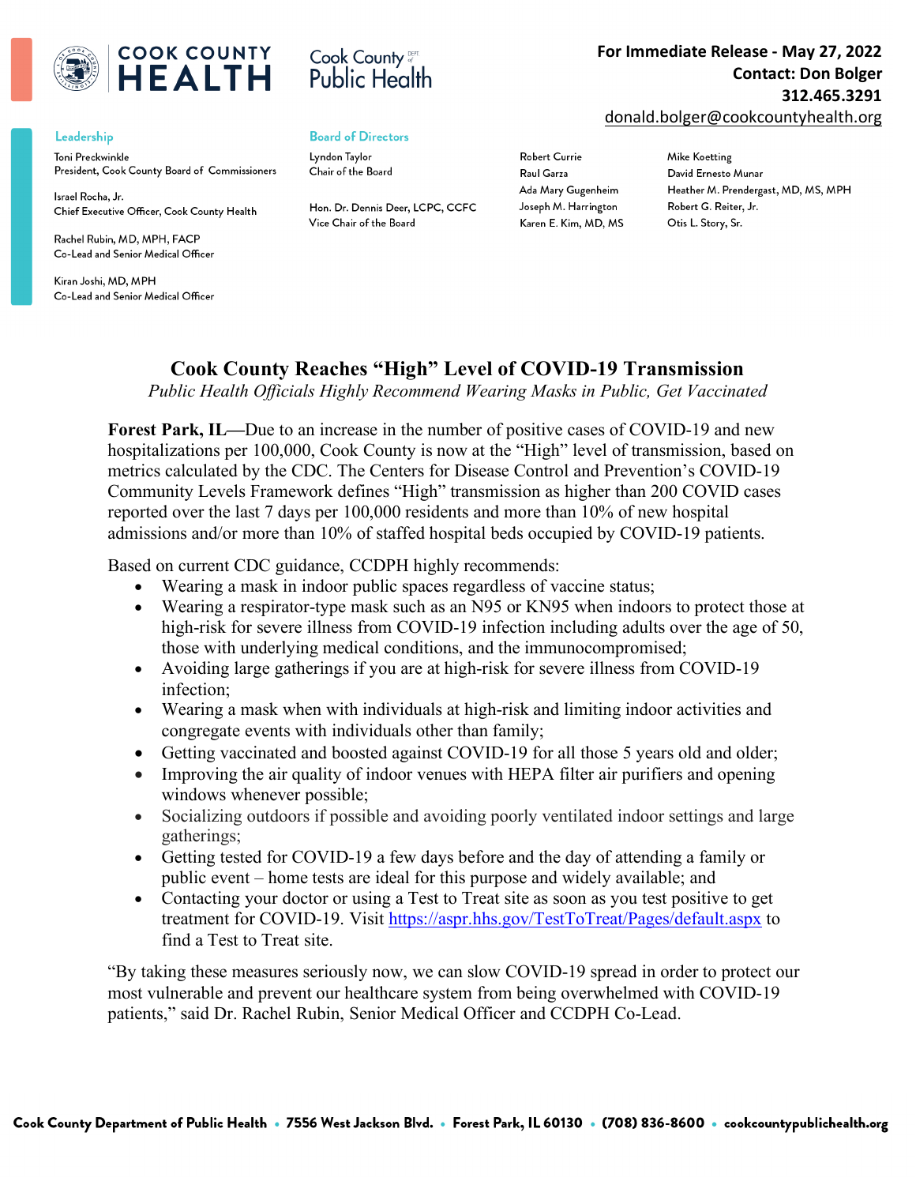COOK COUNTY HEALTH

Cook County Dept. of Public Health

**For Immediate Release - May 27, 2022**
**Contact: Don Bolger**
**312.465.3291**
donald.bolger@cookcountyhealth.org

**Leadership**

Toni Preckwinkle
President, Cook County Board of Commissioners

Israel Rocha, Jr.
Chief Executive Officer, Cook County Health

Rachel Rubin, MD, MPH, FACP
Co-Lead and Senior Medical Officer

Kiran Joshi, MD, MPH
Co-Lead and Senior Medical Officer

**Board of Directors**

Lyndon Taylor
Chair of the Board

Hon. Dr. Dennis Deer, LCPC, CCFC
Vice Chair of the Board

Robert Currie
Raul Garza
Ada Mary Gugenheim
Joseph M. Harrington
Karen E. Kim, MD, MS

Mike Koetting
David Ernesto Munar
Heather M. Prendergast, MD, MS, MPH
Robert G. Reiter, Jr.
Otis L. Story, Sr.

# Cook County Reaches "High" Level of COVID-19 Transmission

*Public Health Officials Highly Recommend Wearing Masks in Public, Get Vaccinated*

**Forest Park, IL**—Due to an increase in the number of positive cases of COVID-19 and new hospitalizations per 100,000, Cook County is now at the "High" level of transmission, based on metrics calculated by the CDC. The Centers for Disease Control and Prevention's COVID-19 Community Levels Framework defines "High" transmission as higher than 200 COVID cases reported over the last 7 days per 100,000 residents and more than 10% of new hospital admissions and/or more than 10% of staffed hospital beds occupied by COVID-19 patients.

Based on current CDC guidance, CCDPH highly recommends:

- Wearing a mask in indoor public spaces regardless of vaccine status;
- Wearing a respirator-type mask such as an N95 or KN95 when indoors to protect those at high-risk for severe illness from COVID-19 infection including adults over the age of 50, those with underlying medical conditions, and the immunocompromised;
- Avoiding large gatherings if you are at high-risk for severe illness from COVID-19 infection;
- Wearing a mask when with individuals at high-risk and limiting indoor activities and congregate events with individuals other than family;
- Getting vaccinated and boosted against COVID-19 for all those 5 years old and older;
- Improving the air quality of indoor venues with HEPA filter air purifiers and opening windows whenever possible;
- Socializing outdoors if possible and avoiding poorly ventilated indoor settings and large gatherings;
- Getting tested for COVID-19 a few days before and the day of attending a family or public event – home tests are ideal for this purpose and widely available; and
- Contacting your doctor or using a Test to Treat site as soon as you test positive to get treatment for COVID-19. Visit https://aspr.hhs.gov/TestToTreat/Pages/default.aspx to find a Test to Treat site.

"By taking these measures seriously now, we can slow COVID-19 spread in order to protect our most vulnerable and prevent our healthcare system from being overwhelmed with COVID-19 patients," said Dr. Rachel Rubin, Senior Medical Officer and CCDPH Co-Lead.

Cook County Department of Public Health • 7556 West Jackson Blvd. • Forest Park, IL 60130 • (708) 836-8600 • cookcountypublichealth.org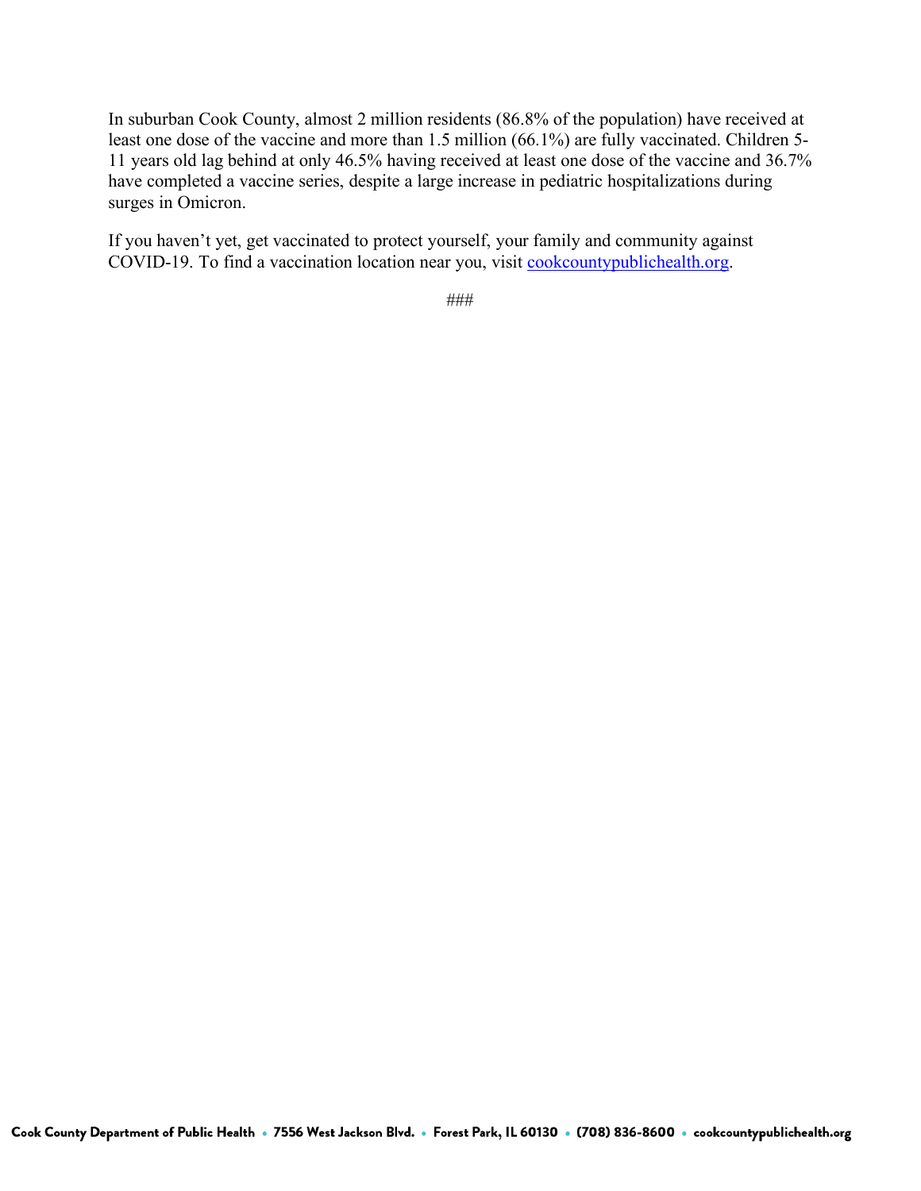In suburban Cook County, almost 2 million residents (86.8% of the population) have received at least one dose of the vaccine and more than 1.5 million (66.1%) are fully vaccinated. Children 5-11 years old lag behind at only 46.5% having received at least one dose of the vaccine and 36.7% have completed a vaccine series, despite a large increase in pediatric hospitalizations during surges in Omicron.

If you haven't yet, get vaccinated to protect yourself, your family and community against COVID-19. To find a vaccination location near you, visit [cookcountypublichealth.org](cookcountypublichealth.org).

###